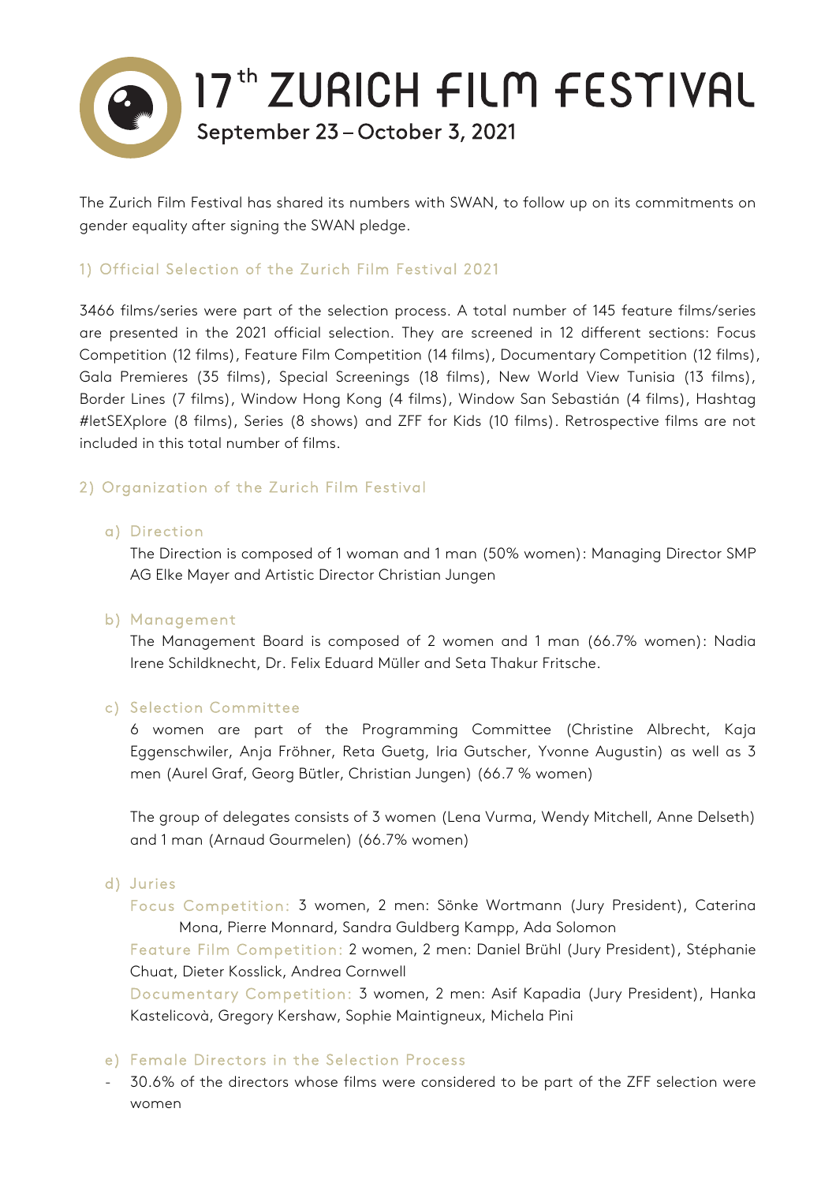# 17th ZURICH FILM FESTIVAL

September 23 – October 3, 2021

The Zurich Film Festival has shared its numbers with SWAN, to follow up on its commitments on gender equality after signing the SWAN pledge.

## 1) Official Selection of the Zurich Film Festival 2021

3466 films/series were part of the selection process. A total number of 145 feature films/series are presented in the 2021 official selection. They are screened in 12 different sections: Focus Competition (12 films), Feature Film Competition (14 films), Documentary Competition (12 films), Gala Premieres (35 films), Special Screenings (18 films), New World View Tunisia (13 films), Border Lines (7 films), Window Hong Kong (4 films), Window San Sebastián (4 films), Hashtag #letSEXplore (8 films), Series (8 shows) and ZFF for Kids (10 films). Retrospective films are not included in this total number of films.

## 2) Organization of the Zurich Film Festival

### a) Direction

The Direction is composed of 1 woman and 1 man (50% women): Managing Director SMP AG Elke Mayer and Artistic Director Christian Jungen

### b) Management

The Management Board is composed of 2 women and 1 man (66.7% women): Nadia Irene Schildknecht, Dr. Felix Eduard Müller and Seta Thakur Fritsche.

### c) Selection Committee

6 women are part of the Programming Committee (Christine Albrecht, Kaja Eggenschwiler, Anja Fröhner, Reta Guetg, Iria Gutscher, Yvonne Augustin) as well as 3 men (Aurel Graf, Georg Bütler, Christian Jungen) (66.7 % women)

The group of delegates consists of 3 women (Lena Vurma, Wendy Mitchell, Anne Delseth) and 1 man (Arnaud Gourmelen) (66.7% women)

### d) Juries

Focus Competition: 3 women, 2 men: Sönke Wortmann (Jury President), Caterina Mona, Pierre Monnard, Sandra Guldberg Kampp, Ada Solomon

Feature Film Competition: 2 women, 2 men: Daniel Brühl (Jury President), Stéphanie Chuat, Dieter Kosslick, Andrea Cornwell

Documentary Competition: 3 women, 2 men: Asif Kapadia (Jury President), Hanka Kastelicovà, Gregory Kershaw, Sophie Maintigneux, Michela Pini

### e) Female Directors in the Selection Process

- 30.6% of the directors whose films were considered to be part of the ZFF selection were women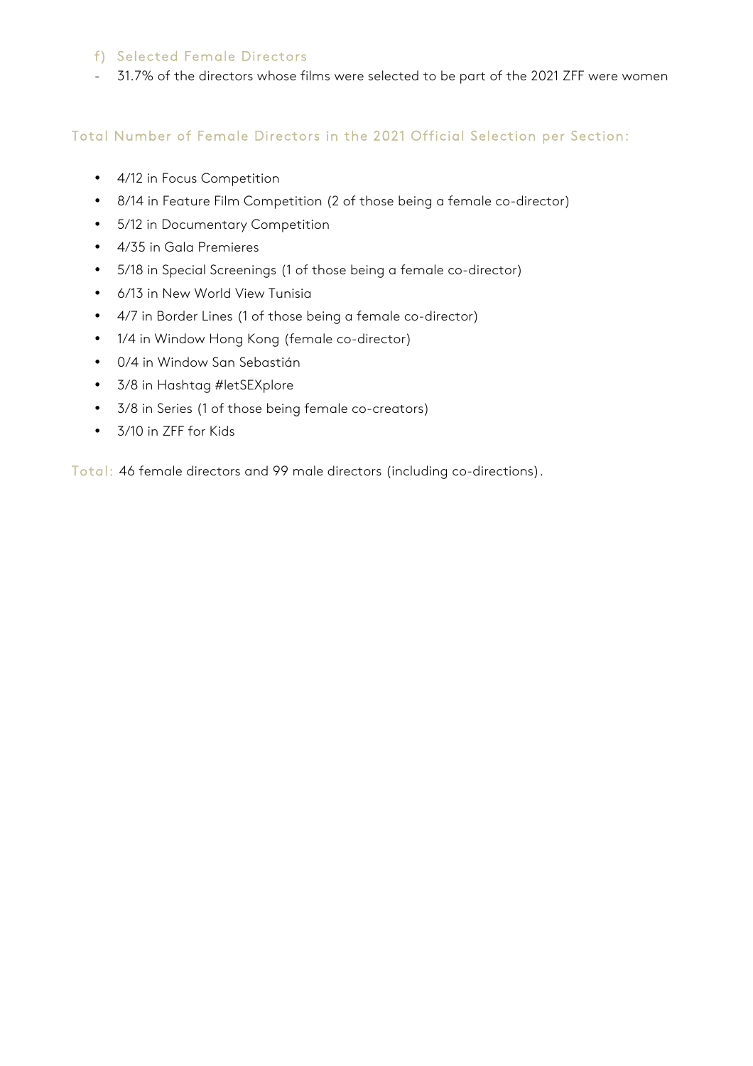### f) Selected Female Directors

- 31.7% of the directors whose films were selected to be part of the 2021 ZFF were women

### Total Number of Female Directors in the 2021 Official Selection per Section:

- 4/12 in Focus Competition
- 8/14 in Feature Film Competition (2 of those being a female co-director)
- 5/12 in Documentary Competition
- 4/35 in Gala Premieres
- 5/18 in Special Screenings (1 of those being a female co-director)
- 6/13 in New World View Tunisia
- 4/7 in Border Lines (1 of those being a female co-director)
- 1/4 in Window Hong Kong (female co-director)
- 0/4 in Window San Sebastián
- 3/8 in Hashtag #letSEXplore
- 3/8 in Series (1 of those being female co-creators)
- 3/10 in ZFF for Kids

Total: 46 female directors and 99 male directors (including co-directions).